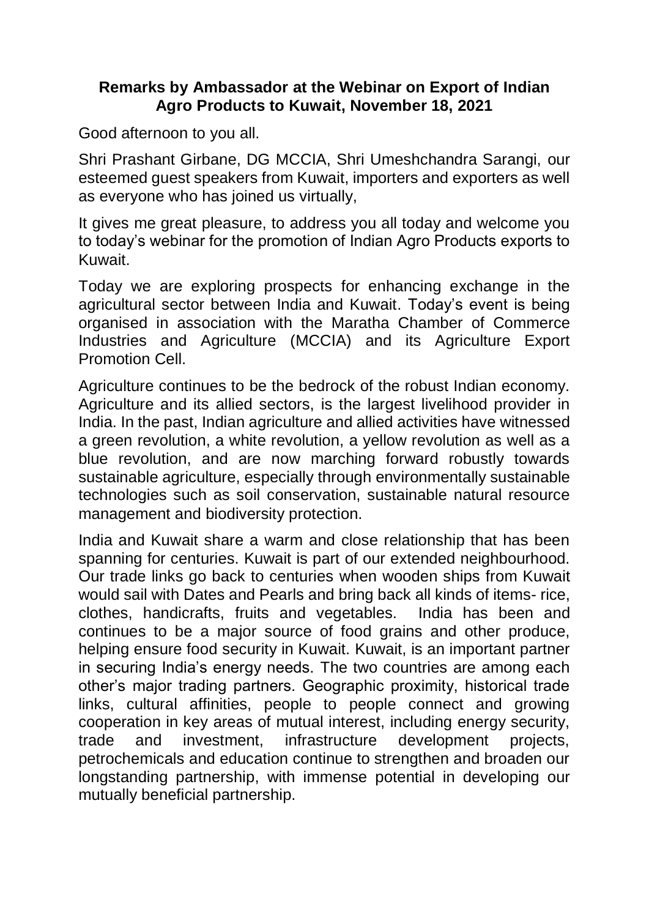**Remarks by Ambassador at the Webinar on Export of Indian Agro Products to Kuwait, November 18, 2021**

Good afternoon to you all.

Shri Prashant Girbane, DG MCCIA, Shri Umeshchandra Sarangi, our esteemed guest speakers from Kuwait, importers and exporters as well as everyone who has joined us virtually,

It gives me great pleasure, to address you all today and welcome you to today's webinar for the promotion of Indian Agro Products exports to Kuwait.

Today we are exploring prospects for enhancing exchange in the agricultural sector between India and Kuwait. Today's event is being organised in association with the Maratha Chamber of Commerce Industries and Agriculture (MCCIA) and its Agriculture Export Promotion Cell.

Agriculture continues to be the bedrock of the robust Indian economy. Agriculture and its allied sectors, is the largest livelihood provider in India. In the past, Indian agriculture and allied activities have witnessed a green revolution, a white revolution, a yellow revolution as well as a blue revolution, and are now marching forward robustly towards sustainable agriculture, especially through environmentally sustainable technologies such as soil conservation, sustainable natural resource management and biodiversity protection.

India and Kuwait share a warm and close relationship that has been spanning for centuries. Kuwait is part of our extended neighbourhood. Our trade links go back to centuries when wooden ships from Kuwait would sail with Dates and Pearls and bring back all kinds of items- rice, clothes, handicrafts, fruits and vegetables. India has been and continues to be a major source of food grains and other produce, helping ensure food security in Kuwait. Kuwait, is an important partner in securing India's energy needs. The two countries are among each other's major trading partners. Geographic proximity, historical trade links, cultural affinities, people to people connect and growing cooperation in key areas of mutual interest, including energy security, trade and investment, infrastructure development projects, petrochemicals and education continue to strengthen and broaden our longstanding partnership, with immense potential in developing our mutually beneficial partnership.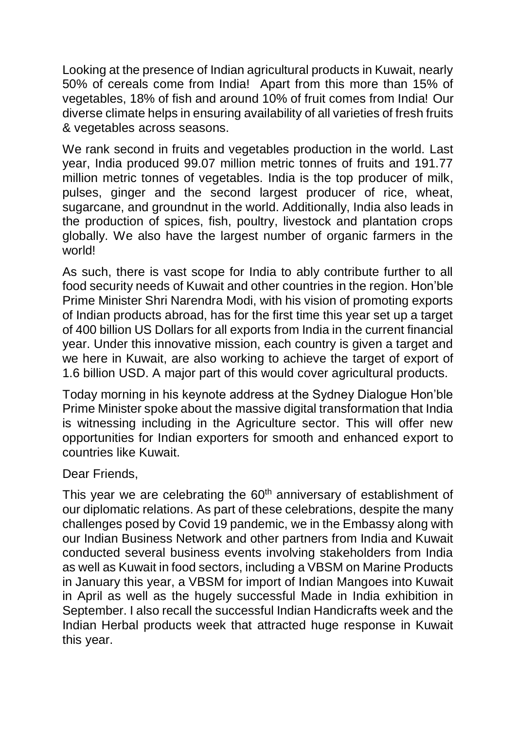Looking at the presence of Indian agricultural products in Kuwait, nearly 50% of cereals come from India! Apart from this more than 15% of vegetables, 18% of fish and around 10% of fruit comes from India! Our diverse climate helps in ensuring availability of all varieties of fresh fruits & vegetables across seasons.

We rank second in fruits and vegetables production in the world. Last year, India produced 99.07 million metric tonnes of fruits and 191.77 million metric tonnes of vegetables. India is the top producer of milk, pulses, ginger and the second largest producer of rice, wheat, sugarcane, and groundnut in the world. Additionally, India also leads in the production of spices, fish, poultry, livestock and plantation crops globally. We also have the largest number of organic farmers in the world!

As such, there is vast scope for India to ably contribute further to all food security needs of Kuwait and other countries in the region. Hon'ble Prime Minister Shri Narendra Modi, with his vision of promoting exports of Indian products abroad, has for the first time this year set up a target of 400 billion US Dollars for all exports from India in the current financial year. Under this innovative mission, each country is given a target and we here in Kuwait, are also working to achieve the target of export of 1.6 billion USD. A major part of this would cover agricultural products.

Today morning in his keynote address at the Sydney Dialogue Hon'ble Prime Minister spoke about the massive digital transformation that India is witnessing including in the Agriculture sector. This will offer new opportunities for Indian exporters for smooth and enhanced export to countries like Kuwait.

Dear Friends,

This year we are celebrating the 60th anniversary of establishment of our diplomatic relations. As part of these celebrations, despite the many challenges posed by Covid 19 pandemic, we in the Embassy along with our Indian Business Network and other partners from India and Kuwait conducted several business events involving stakeholders from India as well as Kuwait in food sectors, including a VBSM on Marine Products in January this year, a VBSM for import of Indian Mangoes into Kuwait in April as well as the hugely successful Made in India exhibition in September. I also recall the successful Indian Handicrafts week and the Indian Herbal products week that attracted huge response in Kuwait this year.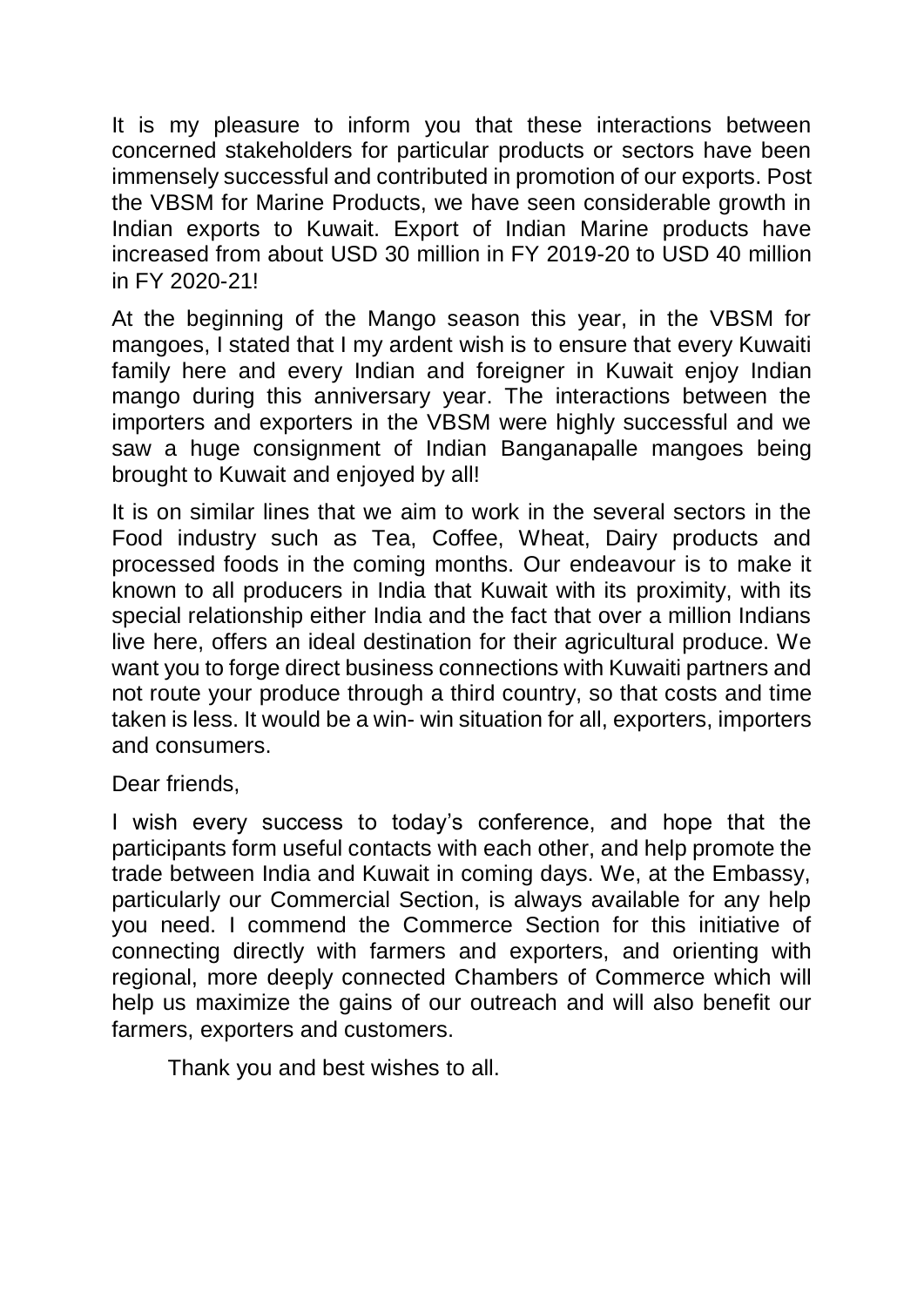It is my pleasure to inform you that these interactions between concerned stakeholders for particular products or sectors have been immensely successful and contributed in promotion of our exports. Post the VBSM for Marine Products, we have seen considerable growth in Indian exports to Kuwait. Export of Indian Marine products have increased from about USD 30 million in FY 2019-20 to USD 40 million in FY 2020-21!

At the beginning of the Mango season this year, in the VBSM for mangoes, I stated that I my ardent wish is to ensure that every Kuwaiti family here and every Indian and foreigner in Kuwait enjoy Indian mango during this anniversary year. The interactions between the importers and exporters in the VBSM were highly successful and we saw a huge consignment of Indian Banganapalle mangoes being brought to Kuwait and enjoyed by all!

It is on similar lines that we aim to work in the several sectors in the Food industry such as Tea, Coffee, Wheat, Dairy products and processed foods in the coming months. Our endeavour is to make it known to all producers in India that Kuwait with its proximity, with its special relationship either India and the fact that over a million Indians live here, offers an ideal destination for their agricultural produce. We want you to forge direct business connections with Kuwaiti partners and not route your produce through a third country, so that costs and time taken is less. It would be a win- win situation for all, exporters, importers and consumers.

Dear friends,

I wish every success to today's conference, and hope that the participants form useful contacts with each other, and help promote the trade between India and Kuwait in coming days. We, at the Embassy, particularly our Commercial Section, is always available for any help you need. I commend the Commerce Section for this initiative of connecting directly with farmers and exporters, and orienting with regional, more deeply connected Chambers of Commerce which will help us maximize the gains of our outreach and will also benefit our farmers, exporters and customers.

Thank you and best wishes to all.